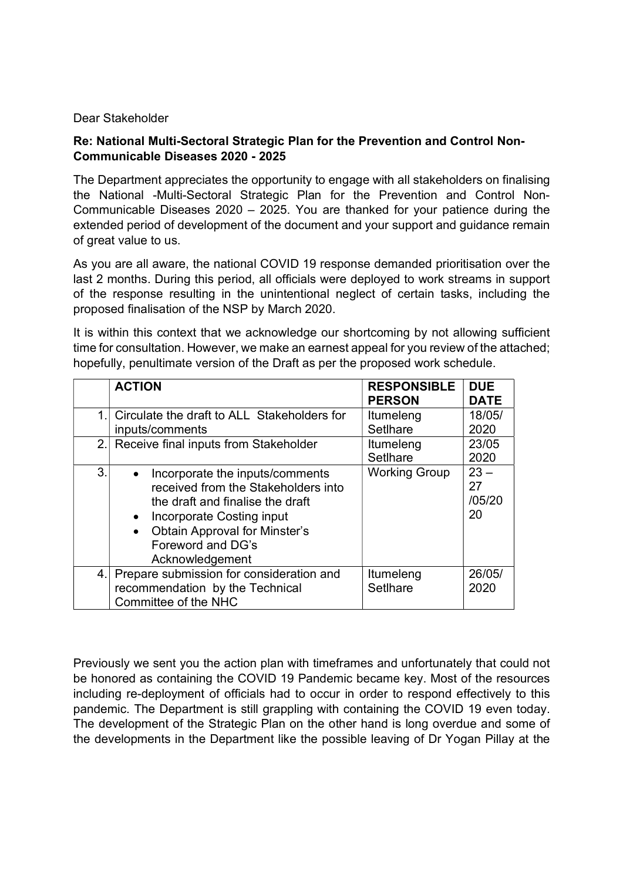Dear Stakeholder

**Re: National Multi-Sectoral Strategic Plan for the Prevention and Control Non-Communicable Diseases 2020 - 2025**

The Department appreciates the opportunity to engage with all stakeholders on finalising the National -Multi-Sectoral Strategic Plan for the Prevention and Control Non-Communicable Diseases 2020 – 2025. You are thanked for your patience during the extended period of development of the document and your support and guidance remain of great value to us.

As you are all aware, the national COVID 19 response demanded prioritisation over the last 2 months. During this period, all officials were deployed to work streams in support of the response resulting in the unintentional neglect of certain tasks, including the proposed finalisation of the NSP by March 2020.

It is within this context that we acknowledge our shortcoming by not allowing sufficient time for consultation. However, we make an earnest appeal for you review of the attached; hopefully, penultimate version of the Draft as per the proposed work schedule.

| | **ACTION** | **RESPONSIBLE PERSON** | **DUE DATE** |
|---|---|---|---|
| 1. | Circulate the draft to ALL Stakeholders for inputs/comments | Itumeleng Setlhare | 18/05/2020 |
| 2. | Receive final inputs from Stakeholder | Itumeleng Setlhare | 23/05 2020 |
| 3. | • Incorporate the inputs/comments received from the Stakeholders into the draft and finalise the draft<br>• Incorporate Costing input<br>• Obtain Approval for Minster's Foreword and DG's Acknowledgement | Working Group | 23 – 27 /05/2020 |
| 4. | Prepare submission for consideration and recommendation by the Technical Committee of the NHC | Itumeleng Setlhare | 26/05/2020 |

Previously we sent you the action plan with timeframes and unfortunately that could not be honored as containing the COVID 19 Pandemic became key. Most of the resources including re-deployment of officials had to occur in order to respond effectively to this pandemic. The Department is still grappling with containing the COVID 19 even today. The development of the Strategic Plan on the other hand is long overdue and some of the developments in the Department like the possible leaving of Dr Yogan Pillay at the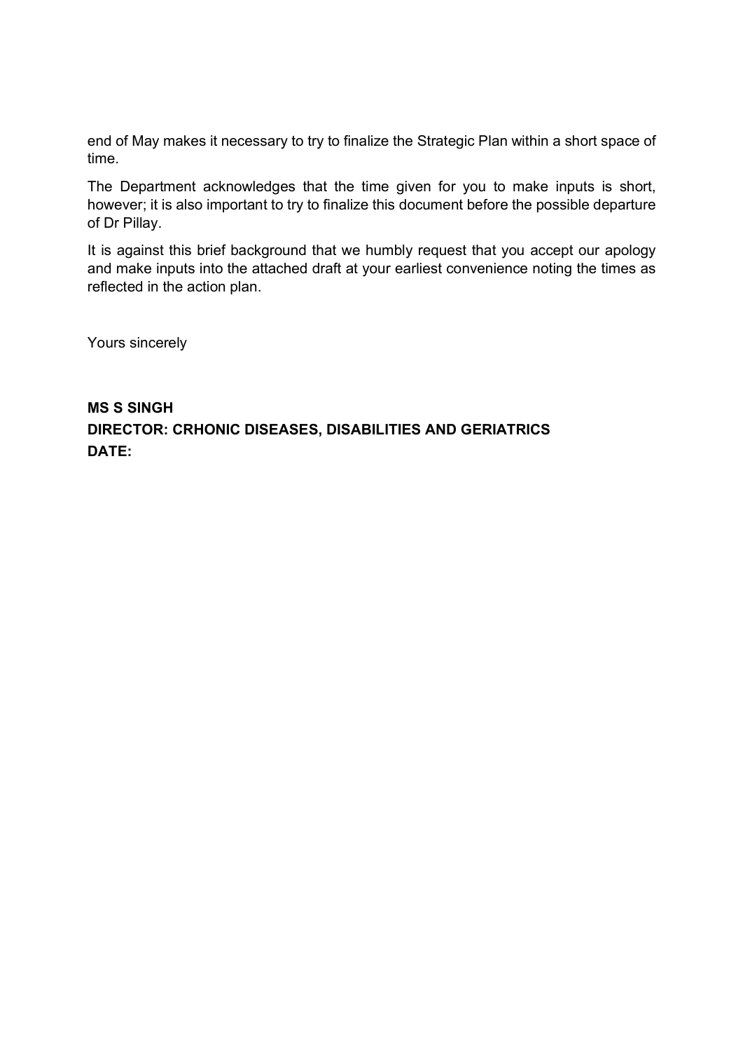end of May makes it necessary to try to finalize the Strategic Plan within a short space of time.

The Department acknowledges that the time given for you to make inputs is short, however; it is also important to try to finalize this document before the possible departure of Dr Pillay.

It is against this brief background that we humbly request that you accept our apology and make inputs into the attached draft at your earliest convenience noting the times as reflected in the action plan.

Yours sincerely

**MS S SINGH**
**DIRECTOR: CRHONIC DISEASES, DISABILITIES AND GERIATRICS**
**DATE:**